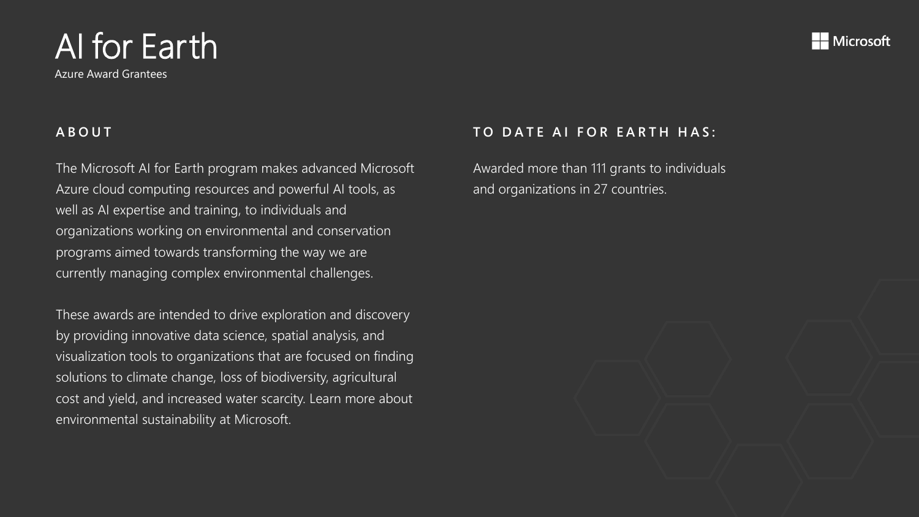# AI for Earth

Azure Award Grantees

## ABOUT

The Microsoft AI for Earth program makes advanced Microsoft Azure cloud computing resources and powerful AI tools, as well as AI expertise and training, to individuals and organizations working on environmental and conservation programs aimed towards transforming the way we are currently managing complex environmental challenges.

These awards are intended to drive exploration and discovery by providing innovative data science, spatial analysis, and visualization tools to organizations that are focused on finding solutions to climate change, loss of biodiversity, agricultural cost and yield, and increased water scarcity. Learn more about environmental sustainability at Microsoft.

## TO DATE AI FOR EARTH HAS:

Awarded more than 111 grants to individuals and organizations in 27 countries.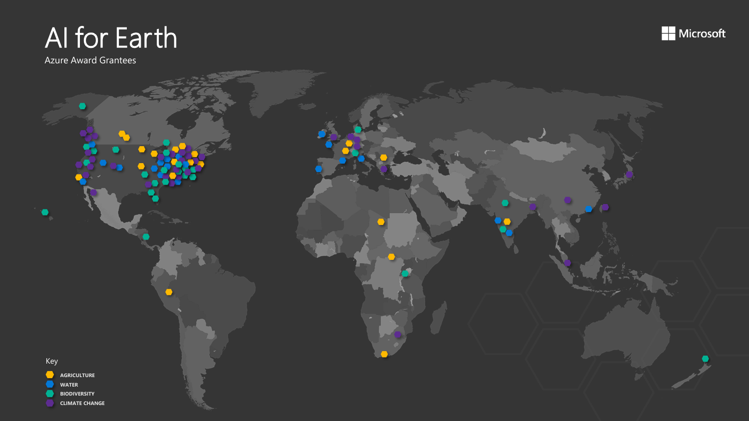# AI for Earth

Azure Award Grantees

Microsoft

Key

- AGRICULTURE
- WATER
- BIODIVERSITY
- CLIMATE CHANGE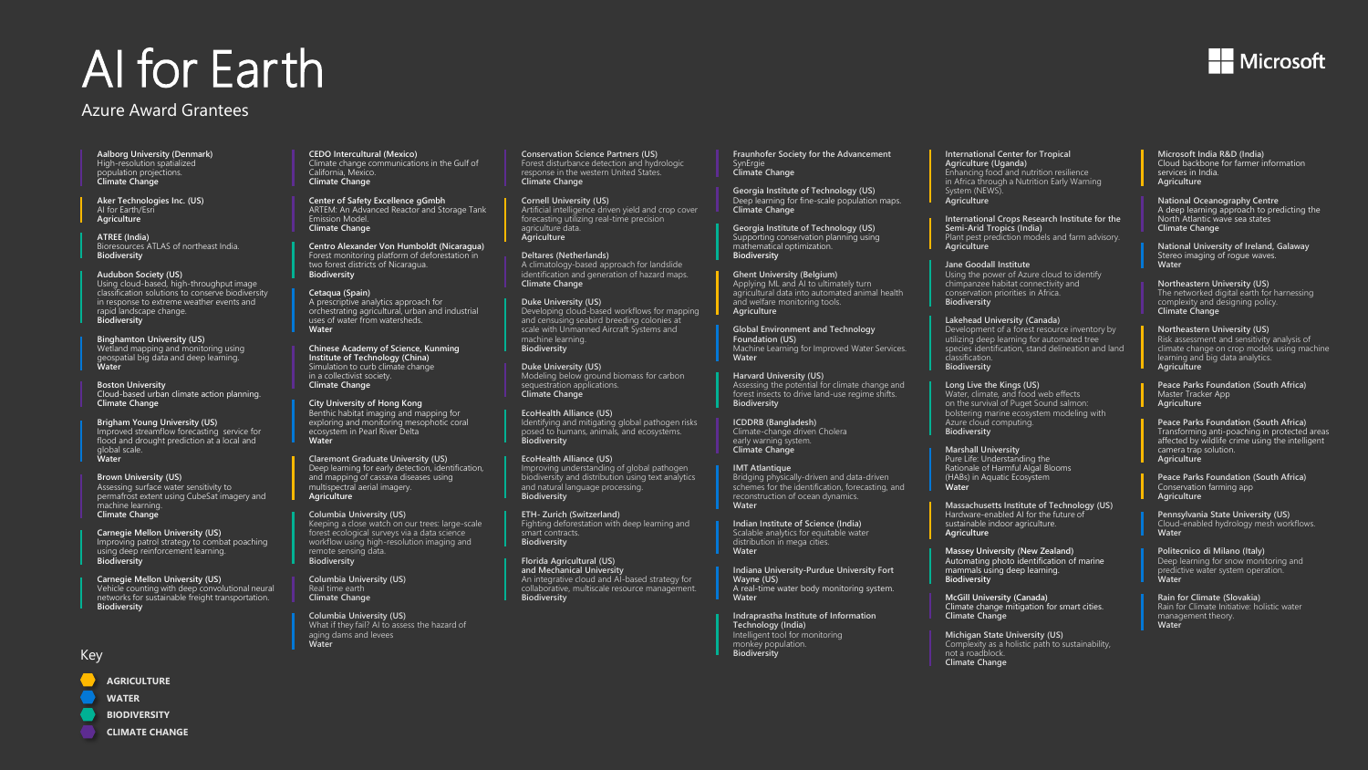# AI for Earth

## Azure Award Grantees

Microsoft

**Aalborg University (Denmark)**
High-resolution spatialized population projections.
**Climate Change**

**Aker Technologies Inc. (US)**
AI for Earth/Esri
**Agriculture**

**ATREE (India)**
Bioresources ATLAS of northeast India.
**Biodiversity**

**Audubon Society (US)**
Using cloud-based, high-throughput image classification solutions to conserve biodiversity in response to extreme weather events and rapid landscape change.
**Biodiversity**

**Binghamton University (US)**
Wetland mapping and monitoring using geospatial big data and deep learning.
**Water**

**Boston University**
Cloud-based urban climate action planning.
**Climate Change**

**Brigham Young University (US)**
Improved streamflow forecasting service for flood and drought prediction at a local and global scale.
**Water**

**Brown University (US)**
Assessing surface water sensitivity to permafrost extent using CubeSat imagery and machine learning.
**Climate Change**

**Carnegie Mellon University (US)**
Improving patrol strategy to combat poaching using deep reinforcement learning.
**Biodiversity**

**Carnegie Mellon University (US)**
Vehicle counting with deep convolutional neural networks for sustainable freight transportation.
**Biodiversity**

**CEDO Intercultural (Mexico)**
Climate change communications in the Gulf of California, Mexico.
**Climate Change**

**Center of Safety Excellence gGmbh**
ARTEM: An Advanced Reactor and Storage Tank Emission Model.
**Climate Change**

**Centro Alexander Von Humboldt (Nicaragua)**
Forest monitoring platform of deforestation in two forest districts of Nicaragua.
**Biodiversity**

**Cetaqua (Spain)**
A prescriptive analytics approach for orchestrating agricultural, urban and industrial uses of water from watersheds.
**Water**

**Chinese Academy of Science, Kunming Institute of Technology (China)**
Simulation to curb climate change in a collectivist society.
**Climate Change**

**City University of Hong Kong**
Benthic habitat imaging and mapping for exploring and monitoring mesophotic coral ecosystem in Pearl River Delta
**Water**

**Claremont Graduate University (US)**
Deep learning for early detection, identification, and mapping of cassava diseases using multispectral aerial imagery.
**Agriculture**

**Columbia University (US)**
Keeping a close watch on our trees: large-scale forest ecological surveys via a data science workflow using high-resolution imaging and remote sensing data.
**Biodiversity**

**Columbia University (US)**
Real time earth
**Climate Change**

**Columbia University (US)**
What if they fail? AI to assess the hazard of aging dams and levees
**Water**

**Conservation Science Partners (US)**
Forest disturbance detection and hydrologic response in the western United States.
**Climate Change**

**Cornell University (US)**
Artificial intelligence driven yield and crop cover forecasting utilizing real-time precision agriculture data.
**Agriculture**

**Deltares (Netherlands)**
A climatology-based approach for landslide identification and generation of hazard maps.
**Climate Change**

**Duke University (US)**
Developing cloud-based workflows for mapping and censusing seabird breeding colonies at scale with Unmanned Aircraft Systems and machine learning.
**Biodiversity**

**Duke University (US)**
Modeling below ground biomass for carbon sequestration applications.
**Climate Change**

**EcoHealth Alliance (US)**
Identifying and mitigating global pathogen risks posed to humans, animals, and ecosystems.
**Biodiversity**

**EcoHealth Alliance (US)**
Improving understanding of global pathogen biodiversity and distribution using text analytics and natural language processing.
**Biodiversity**

**ETH- Zurich (Switzerland)**
Fighting deforestation with deep learning and smart contracts.
**Biodiversity**

**Florida Agricultural (US) and Mechanical University**
An integrative cloud and AI-based strategy for collaborative, multiscale resource management.
**Biodiversity**

**Fraunhofer Society for the Advancement**
SynErgie
**Climate Change**

**Georgia Institute of Technology (US)**
Deep learning for fine-scale population maps.
**Climate Change**

**Georgia Institute of Technology (US)**
Supporting conservation planning using mathematical optimization.
**Biodiversity**

**Ghent University (Belgium)**
Applying ML and AI to ultimately turn agricultural data into automated animal health and welfare monitoring tools.
**Agriculture**

**Global Environment and Technology Foundation (US)**
Machine Learning for Improved Water Services.
**Water**

**Harvard University (US)**
Assessing the potential for climate change and forest insects to drive land-use regime shifts.
**Biodiversity**

**ICDDRB (Bangladesh)**
Climate-change driven Cholera early warning system.
**Climate Change**

**IMT Atlantique**
Bridging physically-driven and data-driven schemes for the identification, forecasting, and reconstruction of ocean dynamics.
**Water**

**Indian Institute of Science (India)**
Scalable analytics for equitable water distribution in mega cities.
**Water**

**Indiana University-Purdue University Fort Wayne (US)**
A real-time water body monitoring system.
**Water**

**Indraprastha Institute of Information Technology (India)**
Intelligent tool for monitoring monkey population.
**Biodiversity**

**International Center for Tropical Agriculture (Uganda)**
Enhancing food and nutrition resilience in Africa through a Nutrition Early Warning System (NEWS).
**Agriculture**

**International Crops Research Institute for the Semi-Arid Tropics (India)**
Plant pest prediction models and farm advisory.
**Agriculture**

**Jane Goodall Institute**
Using the power of Azure cloud to identify chimpanzee habitat connectivity and conservation priorities in Africa.
**Biodiversity**

**Lakehead University (Canada)**
Development of a forest resource inventory by utilizing deep learning for automated tree species identification, stand delineation and land classification.
**Biodiversity**

**Long Live the Kings (US)**
Water, climate, and food web effects on the survival of Puget Sound salmon: bolstering marine ecosystem modeling with Azure cloud computing.
**Biodiversity**

**Marshall University**
Pure Life: Understanding the Rationale of Harmful Algal Blooms (HABs) in Aquatic Ecosystem
**Water**

**Massachusetts Institute of Technology (US)**
Hardware-enabled AI for the future of sustainable indoor agriculture.
**Agriculture**

**Massey University (New Zealand)**
Automating photo identification of marine mammals using deep learning.
**Biodiversity**

**McGill University (Canada)**
Climate change mitigation for smart cities.
**Climate Change**

**Michigan State University (US)**
Complexity as a holistic path to sustainability, not a roadblock.
**Climate Change**

**Microsoft India R&D (India)**
Cloud backbone for farmer information services in India.
**Agriculture**

**National Oceanography Centre**
A deep learning approach to predicting the North Atlantic wave sea states
**Climate Change**

**National University of Ireland, Galaway**
Stereo imaging of rogue waves.
**Water**

**Northeastern University (US)**
The networked digital earth for harnessing complexity and designing policy.
**Climate Change**

**Northeastern University (US)**
Risk assessment and sensitivity analysis of climate change on crop models using machine learning and big data analytics.
**Agriculture**

**Peace Parks Foundation (South Africa)**
Master Tracker App
**Agriculture**

**Peace Parks Foundation (South Africa)**
Transforming anti-poaching in protected areas affected by wildlife crime using the intelligent camera trap solution.
**Agriculture**

**Peace Parks Foundation (South Africa)**
Conservation farming app
**Agriculture**

**Pennsylvania State University (US)**
Cloud-enabled hydrology mesh workflows.
**Water**

**Politecnico di Milano (Italy)**
Deep learning for snow monitoring and predictive water system operation.
**Water**

**Rain for Climate (Slovakia)**
Rain for Climate Initiative: holistic water management theory.
**Water**

### Key

- AGRICULTURE
- WATER
- BIODIVERSITY
- CLIMATE CHANGE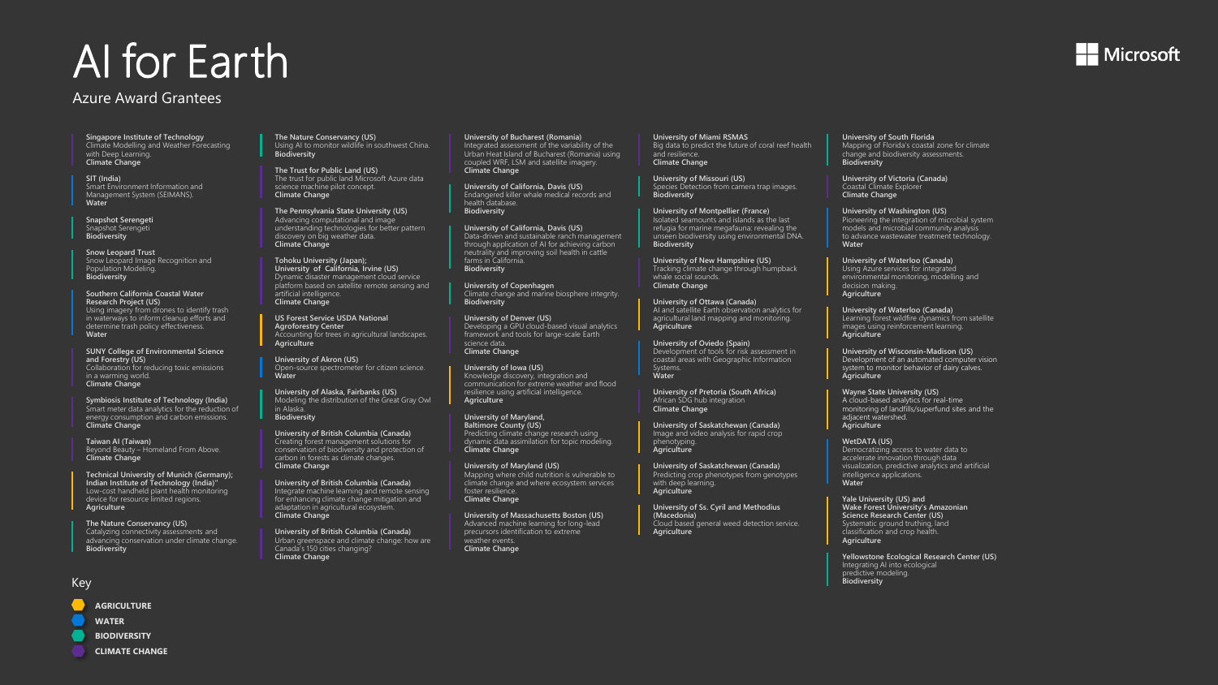# AI for Earth

## Azure Award Grantees

Microsoft

**Singapore Institute of Technology**
Climate Modelling and Weather Forecasting with Deep Learning.
**Climate Change**

**SIT (India)**
Smart Environment Information and Management System (SEIMANS).
**Water**

**Snapshot Serengeti**
Snapshot Serengeti
**Biodiversity**

**Snow Leopard Trust**
Snow Leopard Image Recognition and Population Modeling.
**Biodiversity**

**Southern California Coastal Water Research Project (US)**
Using imagery from drones to identify trash in waterways to inform cleanup efforts and determine trash policy effectiveness.
**Water**

**SUNY College of Environmental Science and Forestry (US)**
Collaboration for reducing toxic emissions in a warming world.
**Climate Change**

**Symbiosis Institute of Technology (India)**
Smart meter data analytics for the reduction of energy consumption and carbon emissions.
**Climate Change**

**Taiwan AI (Taiwan)**
Beyond Beauty – Homeland From Above.
**Climate Change**

**Technical University of Munich (Germany); Indian Institute of Technology (India)"**
Low-cost handheld plant health monitoring device for resource limited regions.
**Agriculture**

**The Nature Conservancy (US)**
Catalyzing connectivity assessments and advancing conservation under climate change.
**Biodiversity**

**The Nature Conservancy (US)**
Using AI to monitor wildlife in southwest China.
**Biodiversity**

**The Trust for Public Land (US)**
The trust for public land Microsoft Azure data science machine pilot concept.
**Climate Change**

**The Pennsylvania State University (US)**
Advancing computational and image understanding technologies for better pattern discovery on big weather data.
**Climate Change**

**Tohoku University (Japan); University of California, Irvine (US)**
Dynamic disaster management cloud service platform based on satellite remote sensing and artificial intelligence.
**Climate Change**

**US Forest Service USDA National Agroforestry Center**
Accounting for trees in agricultural landscapes.
**Agriculture**

**University of Akron (US)**
Open-source spectrometer for citizen science.
**Water**

**University of Alaska, Fairbanks (US)**
Modeling the distribution of the Great Gray Owl in Alaska.
**Biodiversity**

**University of British Columbia (Canada)**
Creating forest management solutions for conservation of biodiversity and protection of carbon in forests as climate changes.
**Climate Change**

**University of British Columbia (Canada)**
Integrate machine learning and remote sensing for enhancing climate change mitigation and adaptation in agricultural ecosystem.
**Climate Change**

**University of British Columbia (Canada)**
Urban greenspace and climate change: how are Canada's 150 cities changing?
**Climate Change**

**University of Bucharest (Romania)**
Integrated assessment of the variability of the Urban Heat Island of Bucharest (Romania) using coupled WRF, LSM and satellite imagery.
**Climate Change**

**University of California, Davis (US)**
Endangered killer whale medical records and health database.
**Biodiversity**

**University of California, Davis (US)**
Data-driven and sustainable ranch management through application of AI for achieving carbon neutrality and improving soil health in cattle farms in California.
**Biodiversity**

**University of Copenhagen**
Climate change and marine biosphere integrity.
**Biodiversity**

**University of Denver (US)**
Developing a GPU cloud-based visual analytics framework and tools for large-scale Earth science data.
**Climate Change**

**University of Iowa (US)**
Knowledge discovery, integration and communication for extreme weather and flood resilience using artificial intelligence.
**Agriculture**

**University of Maryland, Baltimore County (US)**
Predicting climate change research using dynamic data assimilation for topic modeling.
**Climate Change**

**University of Maryland (US)**
Mapping where child nutrition is vulnerable to climate change and where ecosystem services foster resilience.
**Climate Change**

**University of Massachusetts Boston (US)**
Advanced machine learning for long-lead precursors identification to extreme weather events.
**Climate Change**

**University of Miami RSMAS**
Big data to predict the future of coral reef health and resilience.
**Climate Change**

**University of Missouri (US)**
Species Detection from camera trap images.
**Biodiversity**

**University of Montpellier (France)**
Isolated seamounts and islands as the last refugia for marine megafauna: revealing the unseen biodiversity using environmental DNA.
**Biodiversity**

**University of New Hampshire (US)**
Tracking climate change through humpback whale social sounds.
**Climate Change**

**University of Ottawa (Canada)**
AI and satellite Earth observation analytics for agricultural land mapping and monitoring.
**Agriculture**

**University of Oviedo (Spain)**
Development of tools for risk assessment in coastal areas with Geographic Information Systems.
**Water**

**University of Pretoria (South Africa)**
African SDG hub integration
**Climate Change**

**University of Saskatchewan (Canada)**
Image and video analysis for rapid crop phenotyping.
**Agriculture**

**University of Saskatchewan (Canada)**
Predicting crop phenotypes from genotypes with deep learning.
**Agriculture**

**University of Ss. Cyril and Methodius (Macedonia)**
Cloud based general weed detection service.
**Agriculture**

**University of South Florida**
Mapping of Florida's coastal zone for climate change and biodiversity assessments.
**Biodiversity**

**University of Victoria (Canada)**
Coastal Climate Explorer
**Climate Change**

**University of Washington (US)**
Pioneering the integration of microbial system models and microbial community analysis to advance wastewater treatment technology.
**Water**

**University of Waterloo (Canada)**
Using Azure services for integrated environmental monitoring, modelling and decision making.
**Agriculture**

**University of Waterloo (Canada)**
Learning forest wildfire dynamics from satellite images using reinforcement learning.
**Agriculture**

**University of Wisconsin-Madison (US)**
Development of an automated computer vision system to monitor behavior of dairy calves.
**Agriculture**

**Wayne State University (US)**
A cloud-based analytics for real-time monitoring of landfills/superfund sites and the adjacent watershed.
**Agriculture**

**WetDATA (US)**
Democratizing access to water data to accelerate innovation through data visualization, predictive analytics and artificial intelligence applications.
**Water**

**Yale University (US) and Wake Forest University's Amazonian Science Research Center (US)**
Systematic ground truthing, land classification and crop health.
**Agriculture**

**Yellowstone Ecological Research Center (US)**
Integrating AI into ecological predictive modeling.
**Biodiversity**

### Key

- AGRICULTURE
- WATER
- BIODIVERSITY
- CLIMATE CHANGE